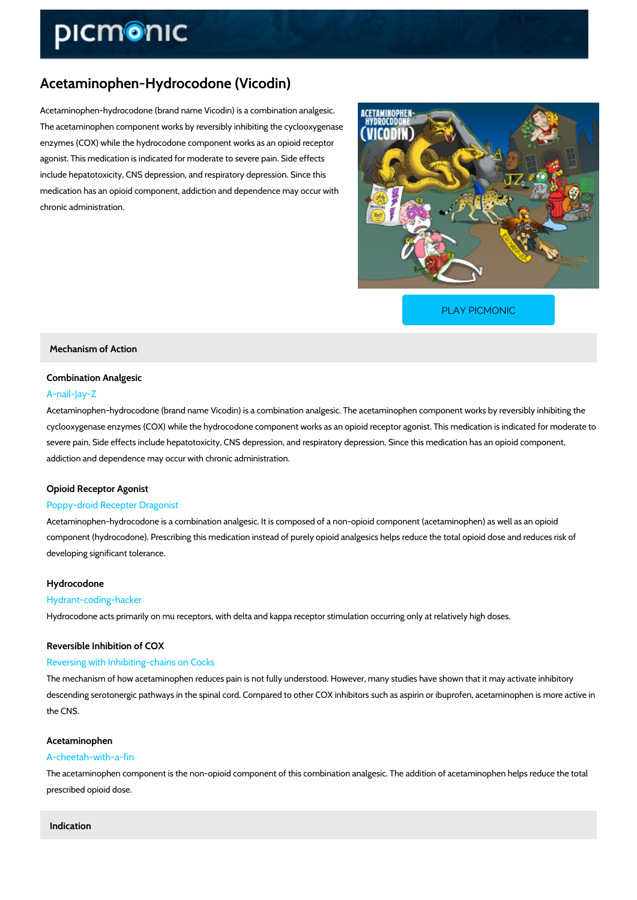# Acetaminophen-Hydrocodone (Vicodin)

Acetaminophen-hydrocodone (brand name Vicodin) is a combination analgesic. The acetaminophen component works by reversibly inhibiting the cyclooxygenase enzymes (COX) while the hydrocodone component works as an opioid receptor agonist. This medication is indicated for moderate to severe pain. Side effects include hepatotoxicity, CNS depression, and respiratory depression. Since this medication has an opioid component, addiction and dependence may occur with chronic administration.

PLAY PICMONIC

## Mechanism of Action

### Combination Analgesic

A-nail-Jay-Z

Acetaminophen-hydrocodone (brand name Vicodin) is a combination analgesic. The acetaminophen component works by reversibly inhibiting the cyclooxygenase enzymes (COX) while the hydrocodone component works as an opioid receptor agonist. This medication is indicated for moderate to severe pain. Side effects include hepatotoxicity, CNS depression, and respiratory depression. Since this medication has an opioid component, addiction and dependence may occur with chronic administration.

### Opioid Receptor Agonist

Poppy-droid Recepter Dragonist

Acetaminophen-hydrocodone is a combination analgesic. It is composed of a non-opioid component (acetaminophen) as well as an opioid component (hydrocodone). Prescribing this medication instead of purely opioid analgesics helps reduce the total opioid dose and reduces risk of developing significant tolerance.

### Hydrocodone

Hydrant-coding-hacker

Hydrocodone acts primarily on mu receptors, with delta and kappa receptor stimulation occurring only at relatively high doses.

### Reversible Inhibition of COX

Reversing with Inhibiting-chains on Cocks

The mechanism of how acetaminophen reduces pain is not fully understood. However, many studies have shown that it may activate inhibitory descending serotonergic pathways in the spinal cord. Compared to other COX inhibitors such as aspirin or ibuprofen, acetaminophen is more active in the CNS.

### Acetaminophen

A-cheetah-with-a-fin

The acetaminophen component is the non-opioid component of this combination analgesic. The addition of acetaminophen helps reduce the total prescribed opioid dose.

## Indication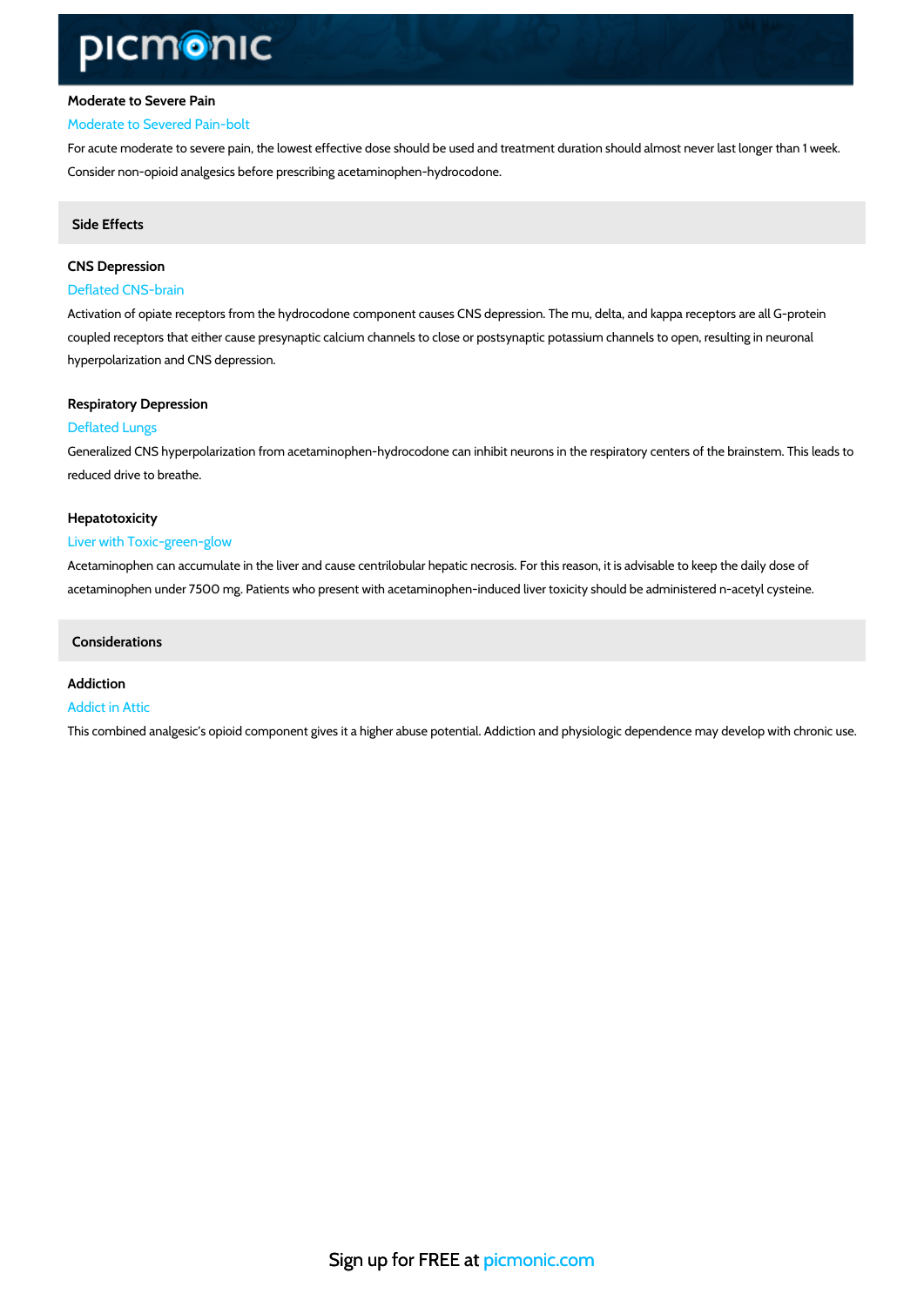### Moderate to Severe Pain

Moderate to Severed Pain-bolt

For acute moderate to severe pain, the lowest effective dose should be used and treatment duration should almost never last longer than 1 week. Consider non-opioid analgesics before prescribing acetaminophen-hydrocodone.

## Side Effects

### CNS Depression

Deflated CNS-brain

Activation of opiate receptors from the hydrocodone component causes CNS depression. The mu, delta, and kappa receptors are all G-protein coupled receptors that either cause presynaptic calcium channels to close or postsynaptic potassium channels to open, resulting in neuronal hyperpolarization and CNS depression.

### Respiratory Depression

Deflated Lungs

Generalized CNS hyperpolarization from acetaminophen-hydrocodone can inhibit neurons in the respiratory centers of the brainstem. This leads to reduced drive to breathe.

### Hepatotoxicity

Liver with Toxic-green-glow

Acetaminophen can accumulate in the liver and cause centrilobular hepatic necrosis. For this reason, it is advisable to keep the daily dose of acetaminophen under 7500 mg. Patients who present with acetaminophen-induced liver toxicity should be administered n-acetyl cysteine.

## Considerations

### Addiction

Addict in Attic

This combined analgesic's opioid component gives it a higher abuse potential. Addiction and physiologic dependence may develop with chronic use.